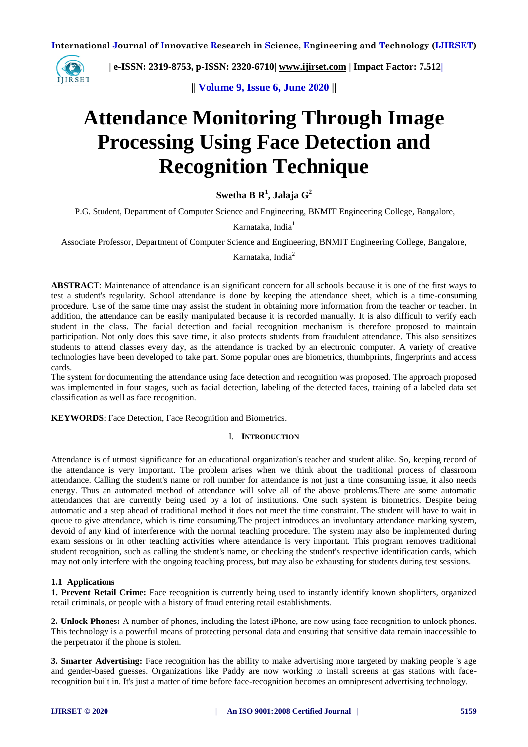# Attendance Monitoring Through Image Processing Using Face Detection and Recognition Technique

**Swetha B R[1], Jalaja G[2]**

P.G. Student, Department of Computer Science and Engineering, BNMIT Engineering College, Bangalore, Karnataka, India[1]

Associate Professor, Department of Computer Science and Engineering, BNMIT Engineering College, Bangalore, Karnataka, India[2]

**ABSTRACT**: Maintenance of attendance is an significant concern for all schools because it is one of the first ways to test a student's regularity. School attendance is done by keeping the attendance sheet, which is a time-consuming procedure. Use of the same time may assist the student in obtaining more information from the teacher or teacher. In addition, the attendance can be easily manipulated because it is recorded manually. It is also difficult to verify each student in the class. The facial detection and facial recognition mechanism is therefore proposed to maintain participation. Not only does this save time, it also protects students from fraudulent attendance. This also sensitizes students to attend classes every day, as the attendance is tracked by an electronic computer. A variety of creative technologies have been developed to take part. Some popular ones are biometrics, thumbprints, fingerprints and access cards.

The system for documenting the attendance using face detection and recognition was proposed. The approach proposed was implemented in four stages, such as facial detection, labeling of the detected faces, training of a labeled data set classification as well as face recognition.

**KEYWORDS**: Face Detection, Face Recognition and Biometrics.

## I. INTRODUCTION

Attendance is of utmost significance for an educational organization's teacher and student alike. So, keeping record of the attendance is very important. The problem arises when we think about the traditional process of classroom attendance. Calling the student's name or roll number for attendance is not just a time consuming issue, it also needs energy. Thus an automated method of attendance will solve all of the above problems.There are some automatic attendances that are currently being used by a lot of institutions. One such system is biometrics. Despite being automatic and a step ahead of traditional method it does not meet the time constraint. The student will have to wait in queue to give attendance, which is time consuming.The project introduces an involuntary attendance marking system, devoid of any kind of interference with the normal teaching procedure. The system may also be implemented during exam sessions or in other teaching activities where attendance is very important. This program removes traditional student recognition, such as calling the student's name, or checking the student's respective identification cards, which may not only interfere with the ongoing teaching process, but may also be exhausting for students during test sessions.

### 1.1 Applications

**1. Prevent Retail Crime:** Face recognition is currently being used to instantly identify known shoplifters, organized retail criminals, or people with a history of fraud entering retail establishments.

**2. Unlock Phones:** A number of phones, including the latest iPhone, are now using face recognition to unlock phones. This technology is a powerful means of protecting personal data and ensuring that sensitive data remain inaccessible to the perpetrator if the phone is stolen.

**3. Smarter Advertising:** Face recognition has the ability to make advertising more targeted by making people 's age and gender-based guesses. Organizations like Paddy are now working to install screens at gas stations with face-recognition built in. It's just a matter of time before face-recognition becomes an omnipresent advertising technology.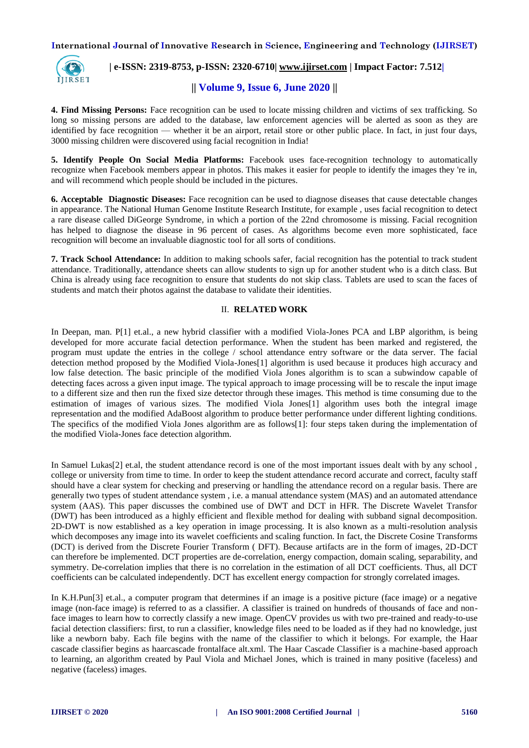**4. Find Missing Persons:** Face recognition can be used to locate missing children and victims of sex trafficking. So long so missing persons are added to the database, law enforcement agencies will be alerted as soon as they are identified by face recognition — whether it be an airport, retail store or other public place. In fact, in just four days, 3000 missing children were discovered using facial recognition in India!

**5. Identify People On Social Media Platforms:** Facebook uses face-recognition technology to automatically recognize when Facebook members appear in photos. This makes it easier for people to identify the images they 're in, and will recommend which people should be included in the pictures.

**6. Acceptable Diagnostic Diseases:** Face recognition can be used to diagnose diseases that cause detectable changes in appearance. The National Human Genome Institute Research Institute, for example , uses facial recognition to detect a rare disease called DiGeorge Syndrome, in which a portion of the 22nd chromosome is missing. Facial recognition has helped to diagnose the disease in 96 percent of cases. As algorithms become even more sophisticated, face recognition will become an invaluable diagnostic tool for all sorts of conditions.

**7. Track School Attendance:** In addition to making schools safer, facial recognition has the potential to track student attendance. Traditionally, attendance sheets can allow students to sign up for another student who is a ditch class. But China is already using face recognition to ensure that students do not skip class. Tablets are used to scan the faces of students and match their photos against the database to validate their identities.

## II. RELATED WORK

In Deepan, man. P[1] et.al., a new hybrid classifier with a modified Viola-Jones PCA and LBP algorithm, is being developed for more accurate facial detection performance. When the student has been marked and registered, the program must update the entries in the college / school attendance entry software or the data server. The facial detection method proposed by the Modified Viola-Jones[1] algorithm is used because it produces high accuracy and low false detection. The basic principle of the modified Viola Jones algorithm is to scan a subwindow capable of detecting faces across a given input image. The typical approach to image processing will be to rescale the input image to a different size and then run the fixed size detector through these images. This method is time consuming due to the estimation of images of various sizes. The modified Viola Jones[1] algorithm uses both the integral image representation and the modified AdaBoost algorithm to produce better performance under different lighting conditions. The specifics of the modified Viola Jones algorithm are as follows[1]: four steps taken during the implementation of the modified Viola-Jones face detection algorithm.

In Samuel Lukas[2] et.al, the student attendance record is one of the most important issues dealt with by any school , college or university from time to time. In order to keep the student attendance record accurate and correct, faculty staff should have a clear system for checking and preserving or handling the attendance record on a regular basis. There are generally two types of student attendance system , i.e. a manual attendance system (MAS) and an automated attendance system (AAS). This paper discusses the combined use of DWT and DCT in HFR. The Discrete Wavelet Transfor (DWT) has been introduced as a highly efficient and flexible method for dealing with subband signal decomposition. 2D-DWT is now established as a key operation in image processing. It is also known as a multi-resolution analysis which decomposes any image into its wavelet coefficients and scaling function. In fact, the Discrete Cosine Transforms (DCT) is derived from the Discrete Fourier Transform ( DFT). Because artifacts are in the form of images, 2D-DCT can therefore be implemented. DCT properties are de-correlation, energy compaction, domain scaling, separability, and symmetry. De-correlation implies that there is no correlation in the estimation of all DCT coefficients. Thus, all DCT coefficients can be calculated independently. DCT has excellent energy compaction for strongly correlated images.

In K.H.Pun[3] et.al., a computer program that determines if an image is a positive picture (face image) or a negative image (non-face image) is referred to as a classifier. A classifier is trained on hundreds of thousands of face and non-face images to learn how to correctly classify a new image. OpenCV provides us with two pre-trained and ready-to-use facial detection classifiers: first, to run a classifier, knowledge files need to be loaded as if they had no knowledge, just like a newborn baby. Each file begins with the name of the classifier to which it belongs. For example, the Haar cascade classifier begins as haarcascade frontalface alt.xml. The Haar Cascade Classifier is a machine-based approach to learning, an algorithm created by Paul Viola and Michael Jones, which is trained in many positive (faceless) and negative (faceless) images.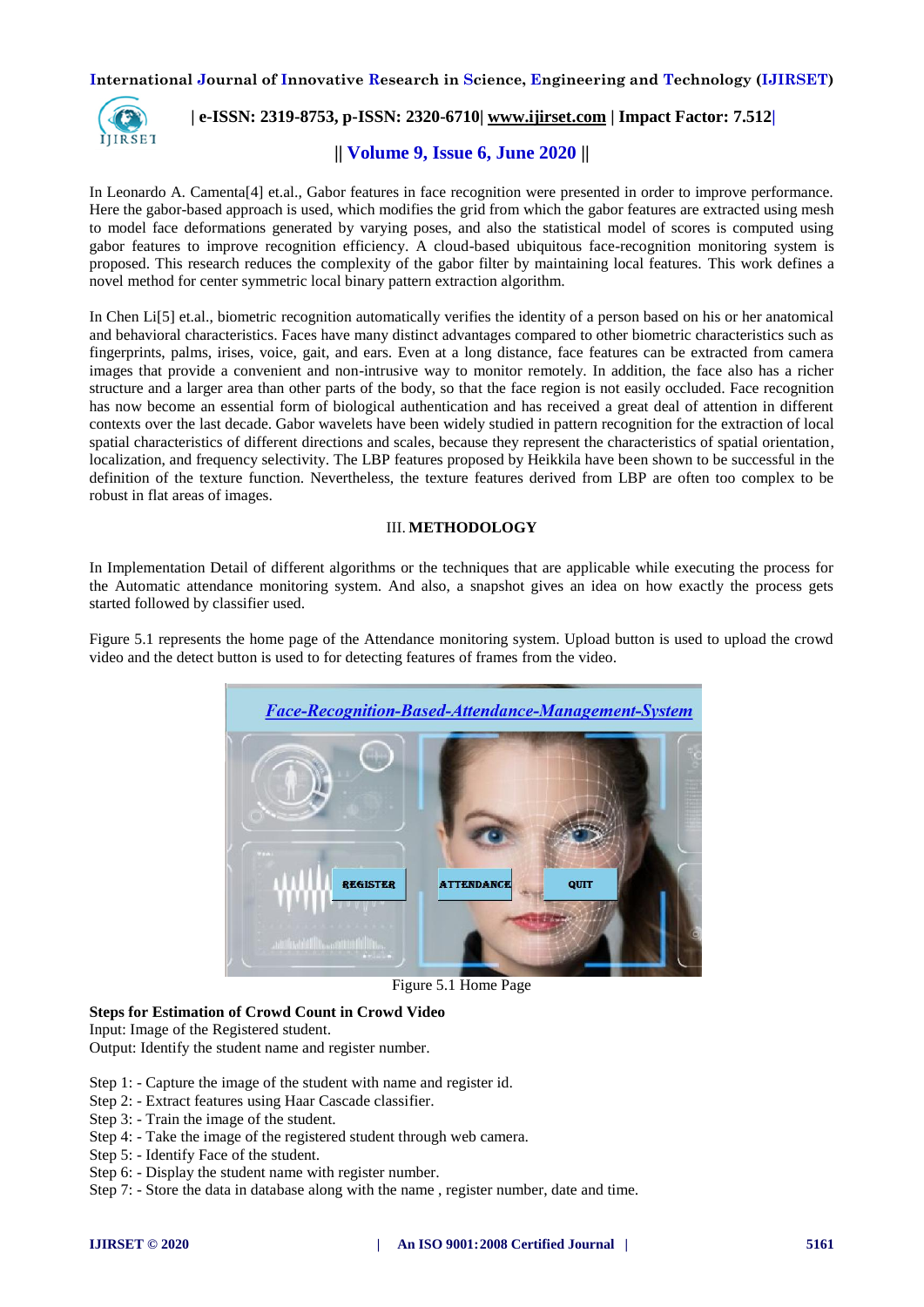In Leonardo A. Camenta[4] et.al., Gabor features in face recognition were presented in order to improve performance. Here the gabor-based approach is used, which modifies the grid from which the gabor features are extracted using mesh to model face deformations generated by varying poses, and also the statistical model of scores is computed using gabor features to improve recognition efficiency. A cloud-based ubiquitous face-recognition monitoring system is proposed. This research reduces the complexity of the gabor filter by maintaining local features. This work defines a novel method for center symmetric local binary pattern extraction algorithm.

In Chen Li[5] et.al., biometric recognition automatically verifies the identity of a person based on his or her anatomical and behavioral characteristics. Faces have many distinct advantages compared to other biometric characteristics such as fingerprints, palms, irises, voice, gait, and ears. Even at a long distance, face features can be extracted from camera images that provide a convenient and non-intrusive way to monitor remotely. In addition, the face also has a richer structure and a larger area than other parts of the body, so that the face region is not easily occluded. Face recognition has now become an essential form of biological authentication and has received a great deal of attention in different contexts over the last decade. Gabor wavelets have been widely studied in pattern recognition for the extraction of local spatial characteristics of different directions and scales, because they represent the characteristics of spatial orientation, localization, and frequency selectivity. The LBP features proposed by Heikkila have been shown to be successful in the definition of the texture function. Nevertheless, the texture features derived from LBP are often too complex to be robust in flat areas of images.

## III. METHODOLOGY

In Implementation Detail of different algorithms or the techniques that are applicable while executing the process for the Automatic attendance monitoring system. And also, a snapshot gives an idea on how exactly the process gets started followed by classifier used.

Figure 5.1 represents the home page of the Attendance monitoring system. Upload button is used to upload the crowd video and the detect button is used to for detecting features of frames from the video.

Figure 5.1 Home Page

**Steps for Estimation of Crowd Count in Crowd Video**

Input: Image of the Registered student.

Output: Identify the student name and register number.

Step 1: - Capture the image of the student with name and register id.
Step 2: - Extract features using Haar Cascade classifier.
Step 3: - Train the image of the student.
Step 4: - Take the image of the registered student through web camera.
Step 5: - Identify Face of the student.
Step 6: - Display the student name with register number.
Step 7: - Store the data in database along with the name , register number, date and time.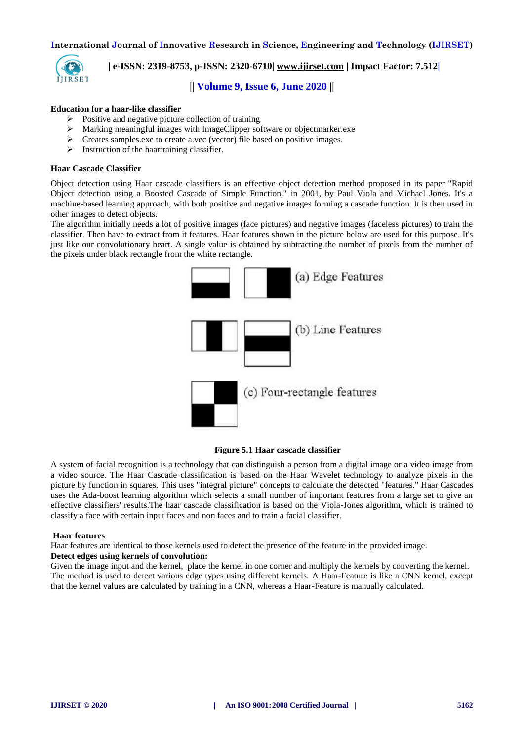**Education for a haar-like classifier**

- Positive and negative picture collection of training
- Marking meaningful images with ImageClipper software or objectmarker.exe
- Creates samples.exe to create a.vec (vector) file based on positive images.
- Instruction of the haartraining classifier.

**Haar Cascade Classifier**

Object detection using Haar cascade classifiers is an effective object detection method proposed in its paper "Rapid Object detection using a Boosted Cascade of Simple Function," in 2001, by Paul Viola and Michael Jones. It's a machine-based learning approach, with both positive and negative images forming a cascade function. It is then used in other images to detect objects.

The algorithm initially needs a lot of positive images (face pictures) and negative images (faceless pictures) to train the classifier. Then have to extract from it features. Haar features shown in the picture below are used for this purpose. It's just like our convolutionary heart. A single value is obtained by subtracting the number of pixels from the number of the pixels under black rectangle from the white rectangle.

(a) Edge Features

(b) Line Features

(c) Four-rectangle features

**Figure 5.1 Haar cascade classifier**

A system of facial recognition is a technology that can distinguish a person from a digital image or a video image from a video source. The Haar Cascade classification is based on the Haar Wavelet technology to analyze pixels in the picture by function in squares. This uses "integral picture" concepts to calculate the detected "features." Haar Cascades uses the Ada-boost learning algorithm which selects a small number of important features from a large set to give an effective classifiers' results.The haar cascade classification is based on the Viola-Jones algorithm, which is trained to classify a face with certain input faces and non faces and to train a facial classifier.

**Haar features**

Haar features are identical to those kernels used to detect the presence of the feature in the provided image.

**Detect edges using kernels of convolution:**

Given the image input and the kernel, place the kernel in one corner and multiply the kernels by converting the kernel. The method is used to detect various edge types using different kernels. A Haar-Feature is like a CNN kernel, except that the kernel values are calculated by training in a CNN, whereas a Haar-Feature is manually calculated.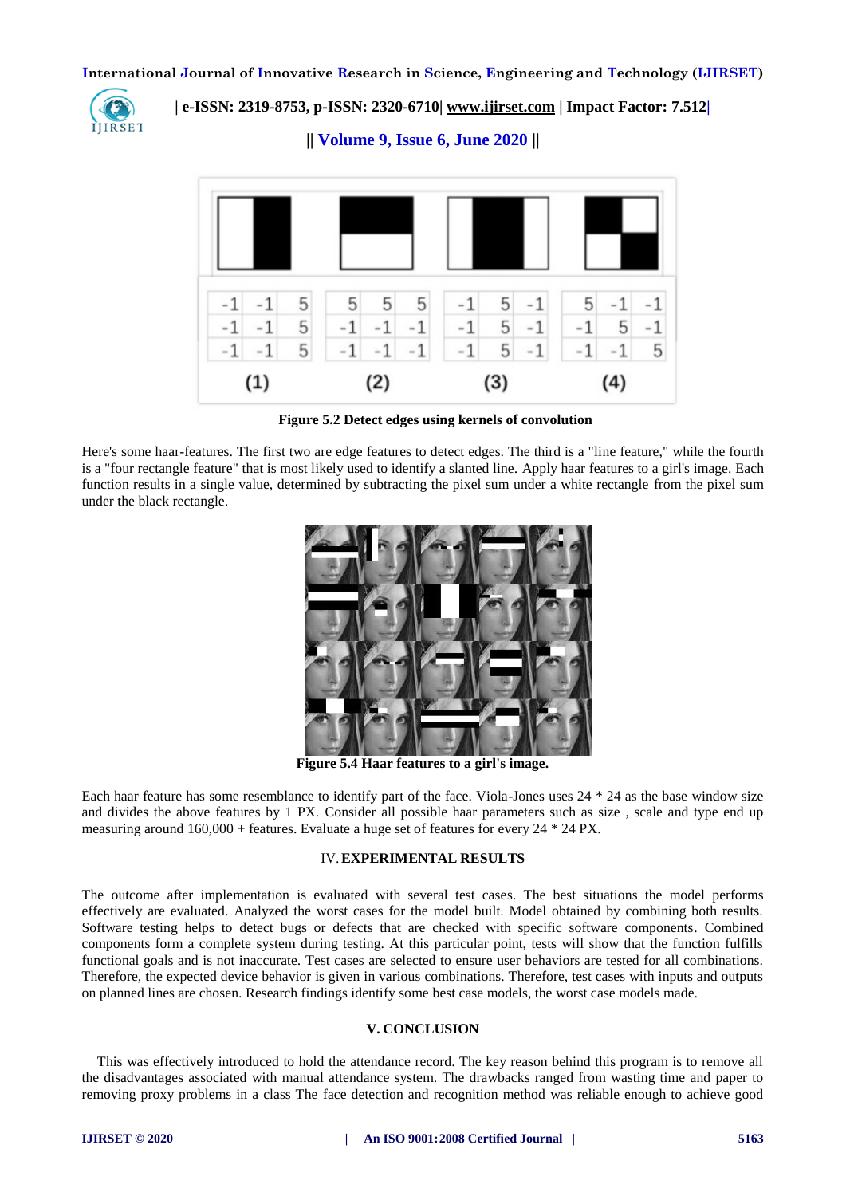Figure 5.2 Detect edges using kernels of convolution

Here's some haar-features. The first two are edge features to detect edges. The third is a "line feature," while the fourth is a "four rectangle feature" that is most likely used to identify a slanted line. Apply haar features to a girl's image. Each function results in a single value, determined by subtracting the pixel sum under a white rectangle from the pixel sum under the black rectangle.

**Figure 5.4 Haar features to a girl's image.**

Each haar feature has some resemblance to identify part of the face. Viola-Jones uses 24 * 24 as the base window size and divides the above features by 1 PX. Consider all possible haar parameters such as size , scale and type end up measuring around 160,000 + features. Evaluate a huge set of features for every 24 * 24 PX.

## IV. EXPERIMENTAL RESULTS

The outcome after implementation is evaluated with several test cases. The best situations the model performs effectively are evaluated. Analyzed the worst cases for the model built. Model obtained by combining both results. Software testing helps to detect bugs or defects that are checked with specific software components. Combined components form a complete system during testing. At this particular point, tests will show that the function fulfills functional goals and is not inaccurate. Test cases are selected to ensure user behaviors are tested for all combinations. Therefore, the expected device behavior is given in various combinations. Therefore, test cases with inputs and outputs on planned lines are chosen. Research findings identify some best case models, the worst case models made.

## V. CONCLUSION

This was effectively introduced to hold the attendance record. The key reason behind this program is to remove all the disadvantages associated with manual attendance system. The drawbacks ranged from wasting time and paper to removing proxy problems in a class The face detection and recognition method was reliable enough to achieve good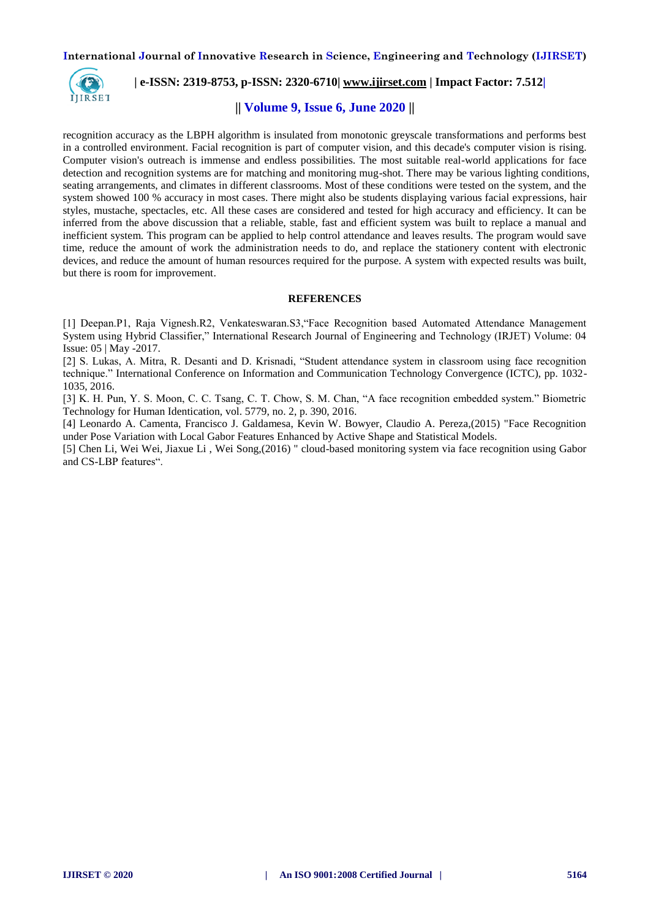recognition accuracy as the LBPH algorithm is insulated from monotonic greyscale transformations and performs best in a controlled environment. Facial recognition is part of computer vision, and this decade's computer vision is rising. Computer vision's outreach is immense and endless possibilities. The most suitable real-world applications for face detection and recognition systems are for matching and monitoring mug-shot. There may be various lighting conditions, seating arrangements, and climates in different classrooms. Most of these conditions were tested on the system, and the system showed 100 % accuracy in most cases. There might also be students displaying various facial expressions, hair styles, mustache, spectacles, etc. All these cases are considered and tested for high accuracy and efficiency. It can be inferred from the above discussion that a reliable, stable, fast and efficient system was built to replace a manual and inefficient system. This program can be applied to help control attendance and leaves results. The program would save time, reduce the amount of work the administration needs to do, and replace the stationery content with electronic devices, and reduce the amount of human resources required for the purpose. A system with expected results was built, but there is room for improvement.

## REFERENCES

[1] Deepan.P1, Raja Vignesh.R2, Venkateswaran.S3,"Face Recognition based Automated Attendance Management System using Hybrid Classifier," International Research Journal of Engineering and Technology (IRJET) Volume: 04 Issue: 05 | May -2017.

[2] S. Lukas, A. Mitra, R. Desanti and D. Krisnadi, "Student attendance system in classroom using face recognition technique." International Conference on Information and Communication Technology Convergence (ICTC), pp. 1032-1035, 2016.

[3] K. H. Pun, Y. S. Moon, C. C. Tsang, C. T. Chow, S. M. Chan, "A face recognition embedded system." Biometric Technology for Human Identication, vol. 5779, no. 2, p. 390, 2016.

[4] Leonardo A. Camenta, Francisco J. Galdamesa, Kevin W. Bowyer, Claudio A. Pereza,(2015) "Face Recognition under Pose Variation with Local Gabor Features Enhanced by Active Shape and Statistical Models.

[5] Chen Li, Wei Wei, Jiaxue Li , Wei Song,(2016) " cloud-based monitoring system via face recognition using Gabor and CS-LBP features".